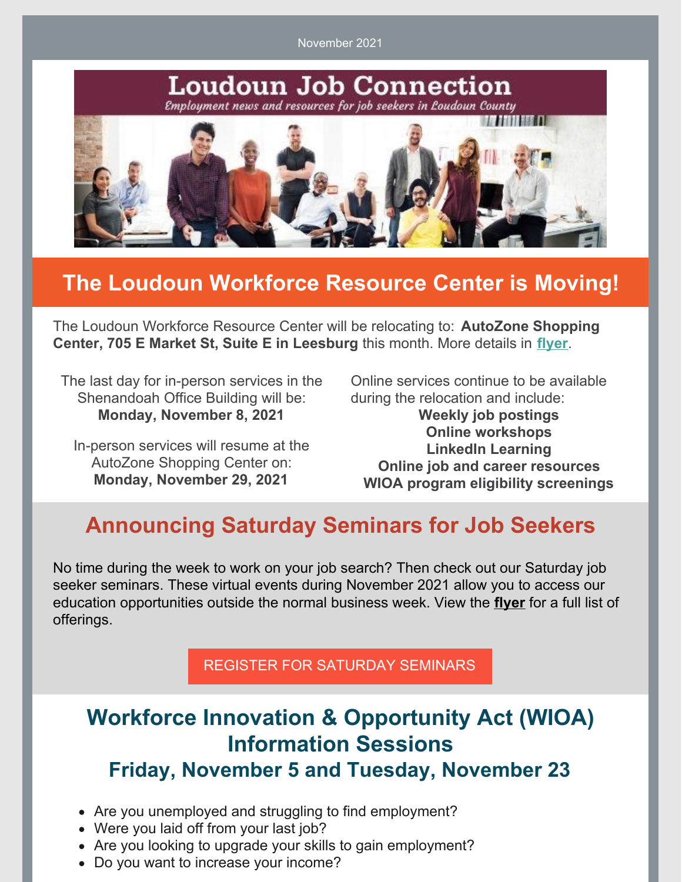November 2021

# Loudoun Job Connection

*Employment news and resources for job seekers in Loudoun County*

## The Loudoun Workforce Resource Center is Moving!

The Loudoun Workforce Resource Center will be relocating to: **AutoZone Shopping Center, 705 E Market St, Suite E in Leesburg** this month. More details in **flyer**.

The last day for in-person services in the Shenandoah Office Building will be:
**Monday, November 8, 2021**

In-person services will resume at the AutoZone Shopping Center on:
**Monday, November 29, 2021**

Online services continue to be available during the relocation and include:

**Weekly job postings**
**Online workshops**
**LinkedIn Learning**
**Online job and career resources**
**WIOA program eligibility screenings**

## Announcing Saturday Seminars for Job Seekers

No time during the week to work on your job search? Then check out our Saturday job seeker seminars. These virtual events during November 2021 allow you to access our education opportunities outside the normal business week. View the **flyer** for a full list of offerings.

REGISTER FOR SATURDAY SEMINARS

## Workforce Innovation & Opportunity Act (WIOA) Information Sessions

### Friday, November 5 and Tuesday, November 23

- Are you unemployed and struggling to find employment?
- Were you laid off from your last job?
- Are you looking to upgrade your skills to gain employment?
- Do you want to increase your income?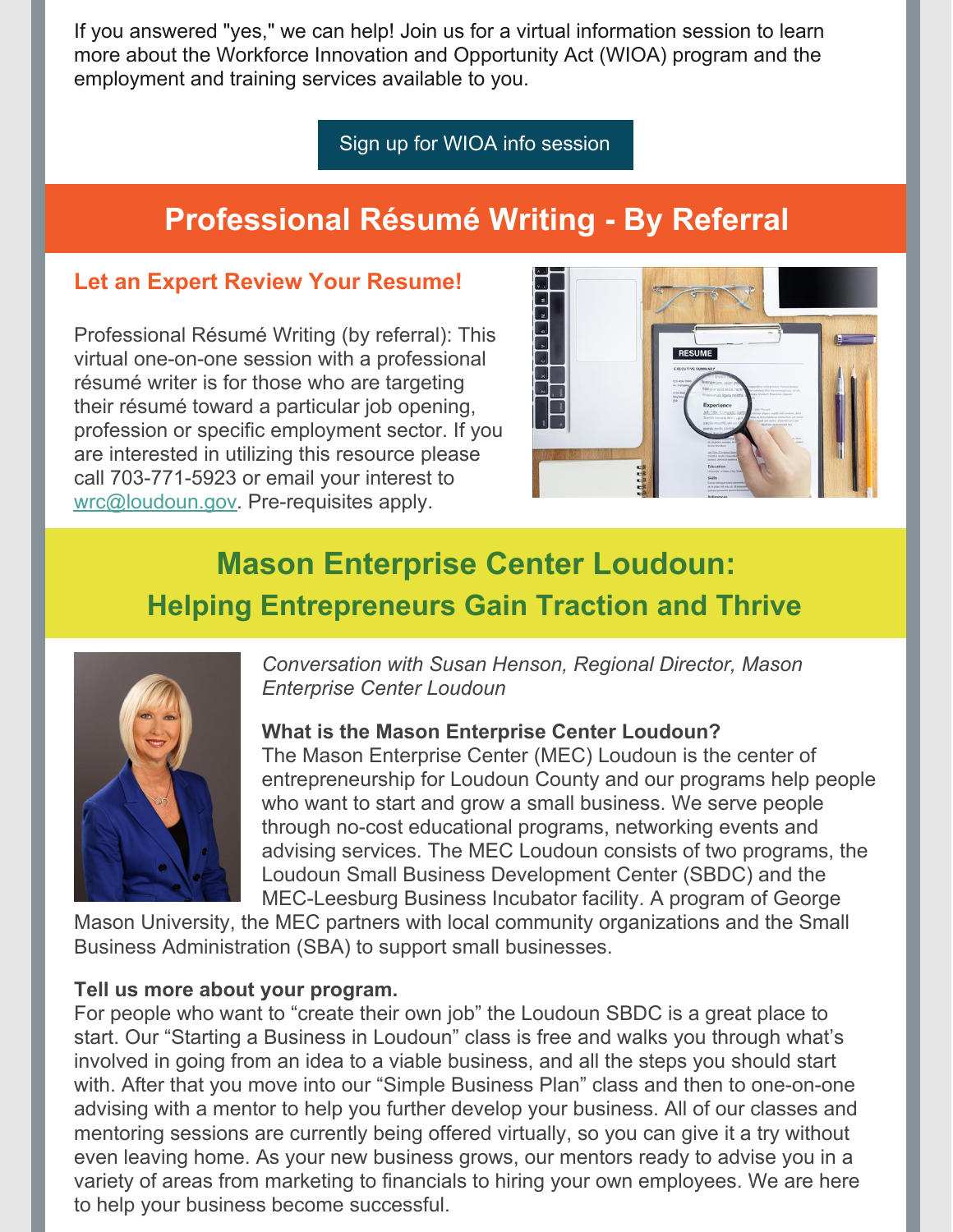If you answered "yes," we can help! Join us for a virtual information session to learn more about the Workforce Innovation and Opportunity Act (WIOA) program and the employment and training services available to you.

Sign up for WIOA info session

## Professional Résumé Writing - By Referral

### Let an Expert Review Your Resume!

Professional Résumé Writing (by referral): This virtual one-on-one session with a professional résumé writer is for those who are targeting their résumé toward a particular job opening, profession or specific employment sector. If you are interested in utilizing this resource please call 703-771-5923 or email your interest to wrc@loudoun.gov. Pre-requisites apply.

## Mason Enterprise Center Loudoun: Helping Entrepreneurs Gain Traction and Thrive

*Conversation with Susan Henson, Regional Director, Mason Enterprise Center Loudoun*

**What is the Mason Enterprise Center Loudoun?**
The Mason Enterprise Center (MEC) Loudoun is the center of entrepreneurship for Loudoun County and our programs help people who want to start and grow a small business. We serve people through no-cost educational programs, networking events and advising services. The MEC Loudoun consists of two programs, the Loudoun Small Business Development Center (SBDC) and the MEC-Leesburg Business Incubator facility. A program of George Mason University, the MEC partners with local community organizations and the Small Business Administration (SBA) to support small businesses.

**Tell us more about your program.**
For people who want to "create their own job" the Loudoun SBDC is a great place to start. Our "Starting a Business in Loudoun" class is free and walks you through what's involved in going from an idea to a viable business, and all the steps you should start with. After that you move into our "Simple Business Plan" class and then to one-on-one advising with a mentor to help you further develop your business. All of our classes and mentoring sessions are currently being offered virtually, so you can give it a try without even leaving home. As your new business grows, our mentors ready to advise you in a variety of areas from marketing to financials to hiring your own employees. We are here to help your business become successful.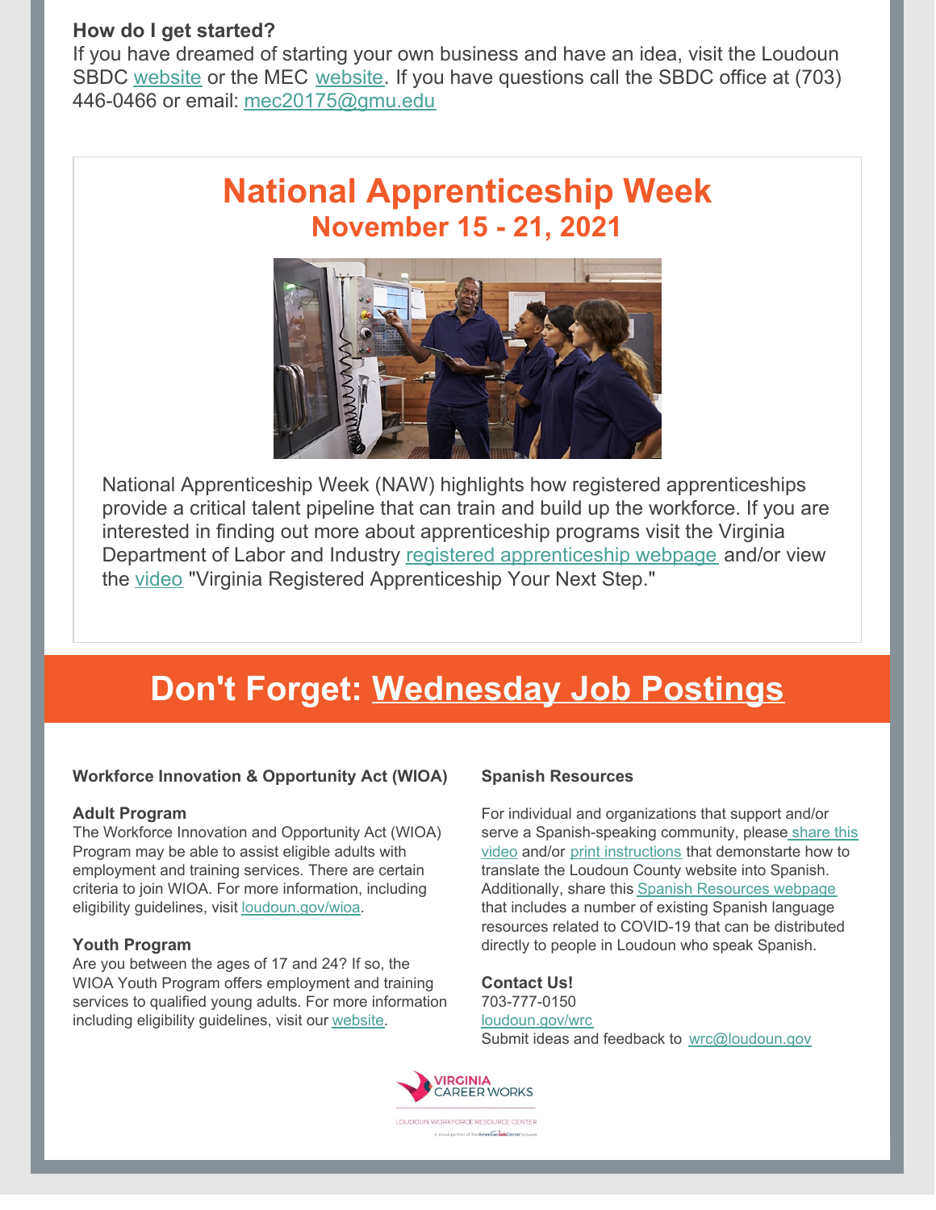**How do I get started?**

If you have dreamed of starting your own business and have an idea, visit the Loudoun SBDC website or the MEC website. If you have questions call the SBDC office at (703) 446-0466 or email: mec20175@gmu.edu

# National Apprenticeship Week

## November 15 - 21, 2021

National Apprenticeship Week (NAW) highlights how registered apprenticeships provide a critical talent pipeline that can train and build up the workforce. If you are interested in finding out more about apprenticeship programs visit the Virginia Department of Labor and Industry registered apprenticeship webpage and/or view the video "Virginia Registered Apprenticeship Your Next Step."

# Don't Forget: Wednesday Job Postings

**Workforce Innovation & Opportunity Act (WIOA)**

**Adult Program**

The Workforce Innovation and Opportunity Act (WIOA) Program may be able to assist eligible adults with employment and training services. There are certain criteria to join WIOA. For more information, including eligibility guidelines, visit loudoun.gov/wioa.

**Youth Program**

Are you between the ages of 17 and 24? If so, the WIOA Youth Program offers employment and training services to qualified young adults. For more information including eligibility guidelines, visit our website.

**Spanish Resources**

For individual and organizations that support and/or serve a Spanish-speaking community, please share this video and/or print instructions that demonstarte how to translate the Loudoun County website into Spanish. Additionally, share this Spanish Resources webpage that includes a number of existing Spanish language resources related to COVID-19 that can be distributed directly to people in Loudoun who speak Spanish.

**Contact Us!**

703-777-0150

loudoun.gov/wrc

Submit ideas and feedback to wrc@loudoun.gov

VIRGINIA CAREER WORKS

LOUDOUN WORKFORCE RESOURCE CENTER

A proud partner of the AmericanJobCenter network